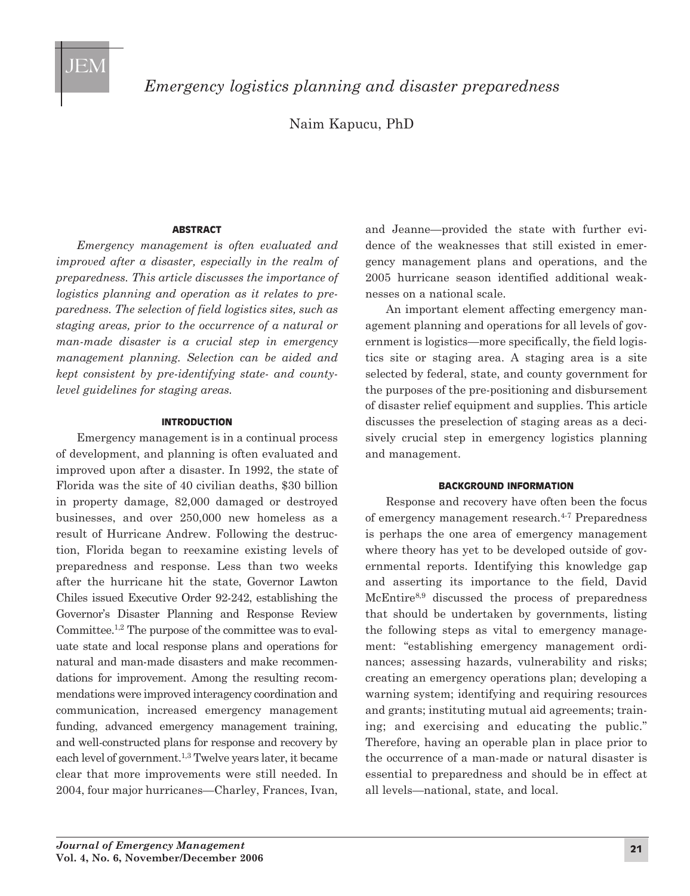# Emergency logistics planning and disaster preparedness

Naim Kapucu, PhD

## ABSTRACT

*Emergency management is often evaluated and improved after a disaster, especially in the realm of preparedness. This article discusses the importance of logistics planning and operation as it relates to preparedness. The selection of field logistics sites, such as staging areas, prior to the occurrence of a natural or man-made disaster is a crucial step in emergency management planning. Selection can be aided and kept consistent by pre-identifying state- and county-level guidelines for staging areas.*

## INTRODUCTION

Emergency management is in a continual process of development, and planning is often evaluated and improved upon after a disaster. In 1992, the state of Florida was the site of 40 civilian deaths, $30 billion in property damage, 82,000 damaged or destroyed businesses, and over 250,000 new homeless as a result of Hurricane Andrew. Following the destruction, Florida began to reexamine existing levels of preparedness and response. Less than two weeks after the hurricane hit the state, Governor Lawton Chiles issued Executive Order 92-242, establishing the Governor's Disaster Planning and Response Review Committee.[1,2] The purpose of the committee was to evaluate state and local response plans and operations for natural and man-made disasters and make recommendations for improvement. Among the resulting recommendations were improved interagency coordination and communication, increased emergency management funding, advanced emergency management training, and well-constructed plans for response and recovery by each level of government.[1,3] Twelve years later, it became clear that more improvements were still needed. In 2004, four major hurricanes—Charley, Frances, Ivan, and Jeanne—provided the state with further evidence of the weaknesses that still existed in emergency management plans and operations, and the 2005 hurricane season identified additional weaknesses on a national scale.

An important element affecting emergency management planning and operations for all levels of government is logistics—more specifically, the field logistics site or staging area. A staging area is a site selected by federal, state, and county government for the purposes of the pre-positioning and disbursement of disaster relief equipment and supplies. This article discusses the preselection of staging areas as a decisively crucial step in emergency logistics planning and management.

## BACKGROUND INFORMATION

Response and recovery have often been the focus of emergency management research.[4-7] Preparedness is perhaps the one area of emergency management where theory has yet to be developed outside of governmental reports. Identifying this knowledge gap and asserting its importance to the field, David McEntire[8,9] discussed the process of preparedness that should be undertaken by governments, listing the following steps as vital to emergency management: "establishing emergency management ordinances; assessing hazards, vulnerability and risks; creating an emergency operations plan; developing a warning system; identifying and requiring resources and grants; instituting mutual aid agreements; training; and exercising and educating the public." Therefore, having an operable plan in place prior to the occurrence of a man-made or natural disaster is essential to preparedness and should be in effect at all levels—national, state, and local.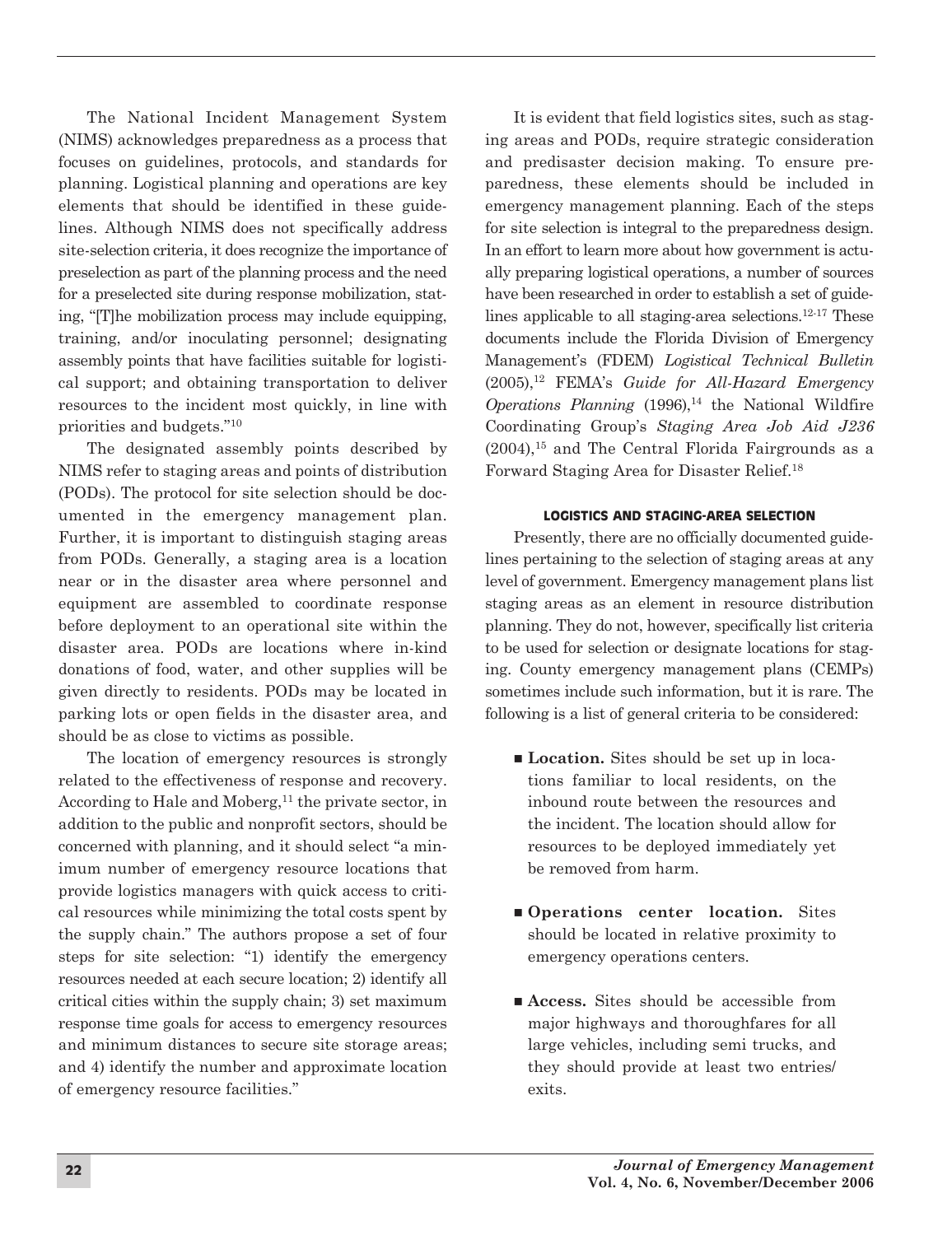The National Incident Management System (NIMS) acknowledges preparedness as a process that focuses on guidelines, protocols, and standards for planning. Logistical planning and operations are key elements that should be identified in these guidelines. Although NIMS does not specifically address site-selection criteria, it does recognize the importance of preselection as part of the planning process and the need for a preselected site during response mobilization, stating, "[T]he mobilization process may include equipping, training, and/or inoculating personnel; designating assembly points that have facilities suitable for logistical support; and obtaining transportation to deliver resources to the incident most quickly, in line with priorities and budgets."[10]

The designated assembly points described by NIMS refer to staging areas and points of distribution (PODs). The protocol for site selection should be documented in the emergency management plan. Further, it is important to distinguish staging areas from PODs. Generally, a staging area is a location near or in the disaster area where personnel and equipment are assembled to coordinate response before deployment to an operational site within the disaster area. PODs are locations where in-kind donations of food, water, and other supplies will be given directly to residents. PODs may be located in parking lots or open fields in the disaster area, and should be as close to victims as possible.

The location of emergency resources is strongly related to the effectiveness of response and recovery. According to Hale and Moberg,[11] the private sector, in addition to the public and nonprofit sectors, should be concerned with planning, and it should select "a minimum number of emergency resource locations that provide logistics managers with quick access to critical resources while minimizing the total costs spent by the supply chain." The authors propose a set of four steps for site selection: "1) identify the emergency resources needed at each secure location; 2) identify all critical cities within the supply chain; 3) set maximum response time goals for access to emergency resources and minimum distances to secure site storage areas; and 4) identify the number and approximate location of emergency resource facilities."

It is evident that field logistics sites, such as staging areas and PODs, require strategic consideration and predisaster decision making. To ensure preparedness, these elements should be included in emergency management planning. Each of the steps for site selection is integral to the preparedness design. In an effort to learn more about how government is actually preparing logistical operations, a number of sources have been researched in order to establish a set of guidelines applicable to all staging-area selections.[12-17] These documents include the Florida Division of Emergency Management's (FDEM) *Logistical Technical Bulletin* (2005),[12] FEMA's *Guide for All-Hazard Emergency Operations Planning* (1996),[14] the National Wildfire Coordinating Group's *Staging Area Job Aid J236* (2004),[15] and The Central Florida Fairgrounds as a Forward Staging Area for Disaster Relief.[18]

## LOGISTICS AND STAGING-AREA SELECTION

Presently, there are no officially documented guidelines pertaining to the selection of staging areas at any level of government. Emergency management plans list staging areas as an element in resource distribution planning. They do not, however, specifically list criteria to be used for selection or designate locations for staging. County emergency management plans (CEMPs) sometimes include such information, but it is rare. The following is a list of general criteria to be considered:

- **Location.** Sites should be set up in locations familiar to local residents, on the inbound route between the resources and the incident. The location should allow for resources to be deployed immediately yet be removed from harm.
- **Operations center location.** Sites should be located in relative proximity to emergency operations centers.
- **Access.** Sites should be accessible from major highways and thoroughfares for all large vehicles, including semi trucks, and they should provide at least two entries/exits.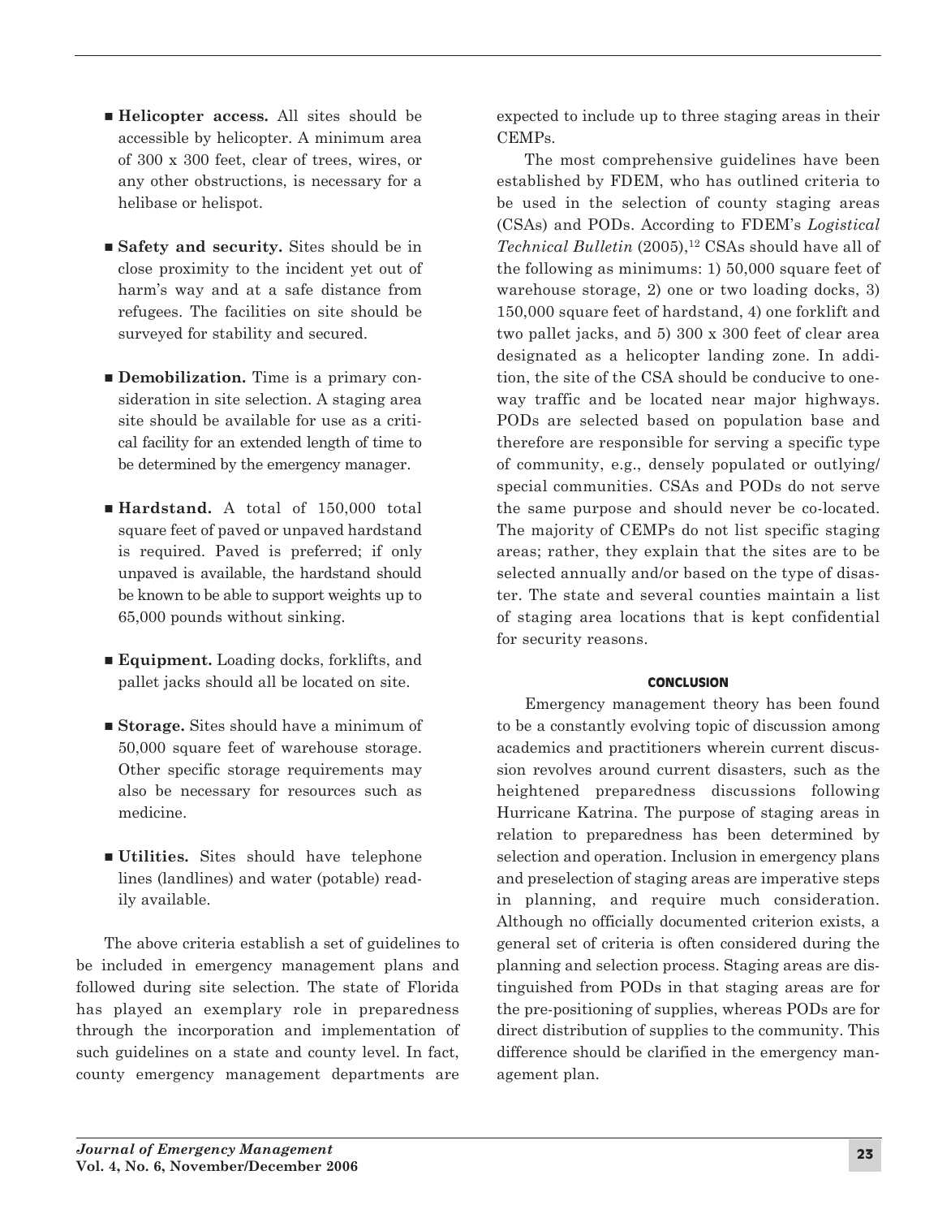- **Helicopter access.** All sites should be accessible by helicopter. A minimum area of 300 x 300 feet, clear of trees, wires, or any other obstructions, is necessary for a helibase or helispot.

- **Safety and security.** Sites should be in close proximity to the incident yet out of harm's way and at a safe distance from refugees. The facilities on site should be surveyed for stability and secured.

- **Demobilization.** Time is a primary consideration in site selection. A staging area site should be available for use as a critical facility for an extended length of time to be determined by the emergency manager.

- **Hardstand.** A total of 150,000 total square feet of paved or unpaved hardstand is required. Paved is preferred; if only unpaved is available, the hardstand should be known to be able to support weights up to 65,000 pounds without sinking.

- **Equipment.** Loading docks, forklifts, and pallet jacks should all be located on site.

- **Storage.** Sites should have a minimum of 50,000 square feet of warehouse storage. Other specific storage requirements may also be necessary for resources such as medicine.

- **Utilities.** Sites should have telephone lines (landlines) and water (potable) readily available.

The above criteria establish a set of guidelines to be included in emergency management plans and followed during site selection. The state of Florida has played an exemplary role in preparedness through the incorporation and implementation of such guidelines on a state and county level. In fact, county emergency management departments are expected to include up to three staging areas in their CEMPs.

The most comprehensive guidelines have been established by FDEM, who has outlined criteria to be used in the selection of county staging areas (CSAs) and PODs. According to FDEM's *Logistical Technical Bulletin* (2005),[12] CSAs should have all of the following as minimums: 1) 50,000 square feet of warehouse storage, 2) one or two loading docks, 3) 150,000 square feet of hardstand, 4) one forklift and two pallet jacks, and 5) 300 x 300 feet of clear area designated as a helicopter landing zone. In addition, the site of the CSA should be conducive to one-way traffic and be located near major highways. PODs are selected based on population base and therefore are responsible for serving a specific type of community, e.g., densely populated or outlying/special communities. CSAs and PODs do not serve the same purpose and should never be co-located. The majority of CEMPs do not list specific staging areas; rather, they explain that the sites are to be selected annually and/or based on the type of disaster. The state and several counties maintain a list of staging area locations that is kept confidential for security reasons.

## CONCLUSION

Emergency management theory has been found to be a constantly evolving topic of discussion among academics and practitioners wherein current discussion revolves around current disasters, such as the heightened preparedness discussions following Hurricane Katrina. The purpose of staging areas in relation to preparedness has been determined by selection and operation. Inclusion in emergency plans and preselection of staging areas are imperative steps in planning, and require much consideration. Although no officially documented criterion exists, a general set of criteria is often considered during the planning and selection process. Staging areas are distinguished from PODs in that staging areas are for the pre-positioning of supplies, whereas PODs are for direct distribution of supplies to the community. This difference should be clarified in the emergency management plan.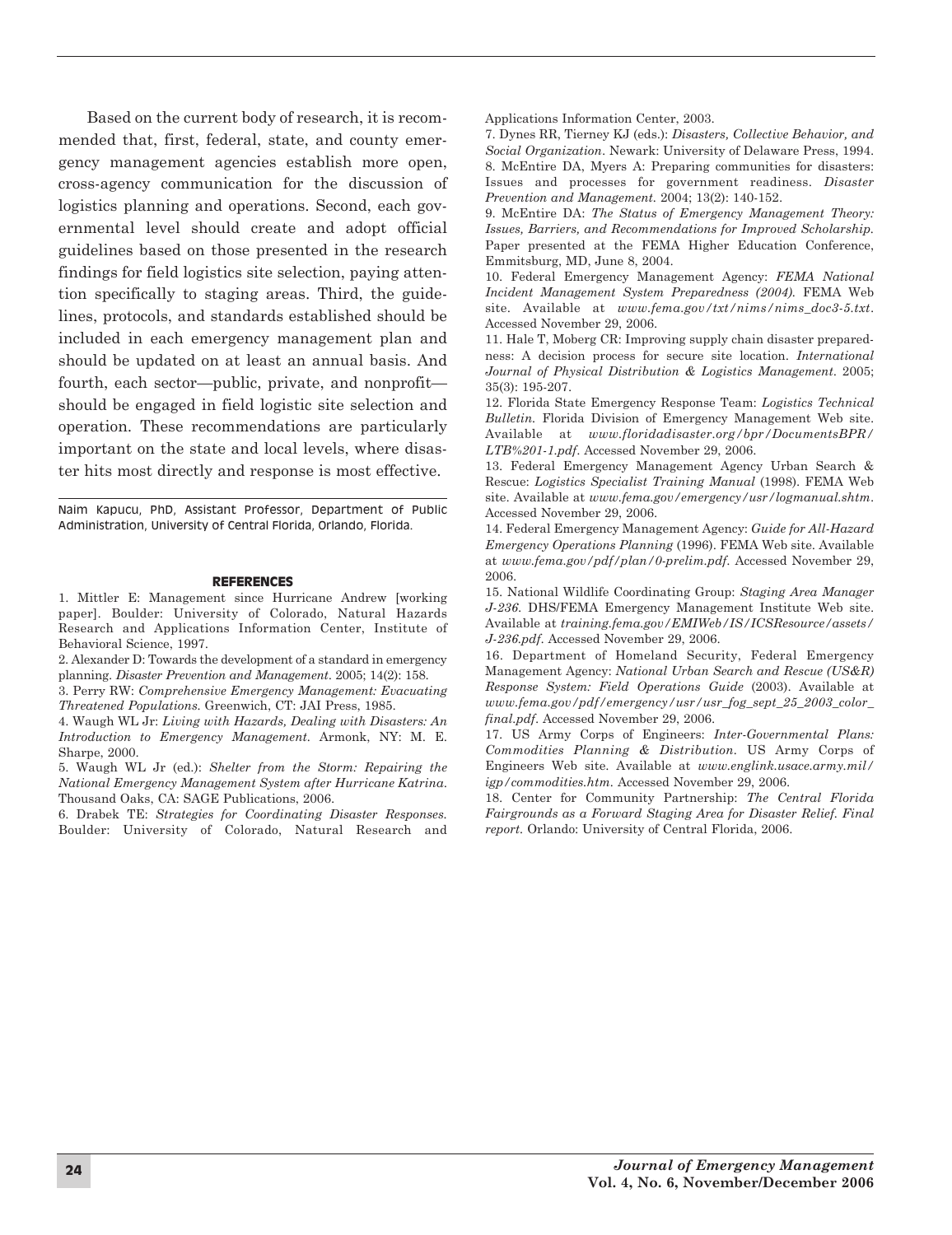Based on the current body of research, it is recommended that, first, federal, state, and county emergency management agencies establish more open, cross-agency communication for the discussion of logistics planning and operations. Second, each governmental level should create and adopt official guidelines based on those presented in the research findings for field logistics site selection, paying attention specifically to staging areas. Third, the guidelines, protocols, and standards established should be included in each emergency management plan and should be updated on at least an annual basis. And fourth, each sector—public, private, and nonprofit—should be engaged in field logistic site selection and operation. These recommendations are particularly important on the state and local levels, where disaster hits most directly and response is most effective.

Naim Kapucu, PhD, Assistant Professor, Department of Public Administration, University of Central Florida, Orlando, Florida.

## REFERENCES

1. Mittler E: Management since Hurricane Andrew [working paper]. Boulder: University of Colorado, Natural Hazards Research and Applications Information Center, Institute of Behavioral Science, 1997.
2. Alexander D: Towards the development of a standard in emergency planning. *Disaster Prevention and Management*. 2005; 14(2): 158.
3. Perry RW: *Comprehensive Emergency Management: Evacuating Threatened Populations*. Greenwich, CT: JAI Press, 1985.
4. Waugh WL Jr: *Living with Hazards, Dealing with Disasters: An Introduction to Emergency Management*. Armonk, NY: M. E. Sharpe, 2000.
5. Waugh WL Jr (ed.): *Shelter from the Storm: Repairing the National Emergency Management System after Hurricane Katrina*. Thousand Oaks, CA: SAGE Publications, 2006.
6. Drabek TE: *Strategies for Coordinating Disaster Responses*. Boulder: University of Colorado, Natural Research and Applications Information Center, 2003.
7. Dynes RR, Tierney KJ (eds.): *Disasters, Collective Behavior, and Social Organization*. Newark: University of Delaware Press, 1994.
8. McEntire DA, Myers A: Preparing communities for disasters: Issues and processes for government readiness. *Disaster Prevention and Management*. 2004; 13(2): 140-152.
9. McEntire DA: *The Status of Emergency Management Theory: Issues, Barriers, and Recommendations for Improved Scholarship*. Paper presented at the FEMA Higher Education Conference, Emmitsburg, MD, June 8, 2004.
10. Federal Emergency Management Agency: *FEMA National Incident Management System Preparedness (2004)*. FEMA Web site. Available at *www.fema.gov/txt/nims/nims_doc3-5.txt*. Accessed November 29, 2006.
11. Hale T, Moberg CR: Improving supply chain disaster preparedness: A decision process for secure site location. *International Journal of Physical Distribution & Logistics Management*. 2005; 35(3): 195-207.
12. Florida State Emergency Response Team: *Logistics Technical Bulletin*. Florida Division of Emergency Management Web site. Available at *www.floridadisaster.org/bpr/DocumentsBPR/LTB%201-1.pdf*. Accessed November 29, 2006.
13. Federal Emergency Management Agency Urban Search & Rescue: *Logistics Specialist Training Manual* (1998). FEMA Web site. Available at *www.fema.gov/emergency/usr/logmanual.shtm*. Accessed November 29, 2006.
14. Federal Emergency Management Agency: *Guide for All-Hazard Emergency Operations Planning* (1996). FEMA Web site. Available at *www.fema.gov/pdf/plan/0-prelim.pdf*. Accessed November 29, 2006.
15. National Wildlife Coordinating Group: *Staging Area Manager J-236*. DHS/FEMA Emergency Management Institute Web site. Available at *training.fema.gov/EMIWeb/IS/ICSResource/assets/J-236.pdf*. Accessed November 29, 2006.
16. Department of Homeland Security, Federal Emergency Management Agency: *National Urban Search and Rescue (US&R) Response System: Field Operations Guide* (2003). Available at *www.fema.gov/pdf/emergency/usr/usr_fog_sept_25_2003_color_final.pdf*. Accessed November 29, 2006.
17. US Army Corps of Engineers: *Inter-Governmental Plans: Commodities Planning & Distribution*. US Army Corps of Engineers Web site. Available at *www.englink.usace.army.mil/igp/commodities.htm*. Accessed November 29, 2006.
18. Center for Community Partnership: *The Central Florida Fairgrounds as a Forward Staging Area for Disaster Relief. Final report*. Orlando: University of Central Florida, 2006.